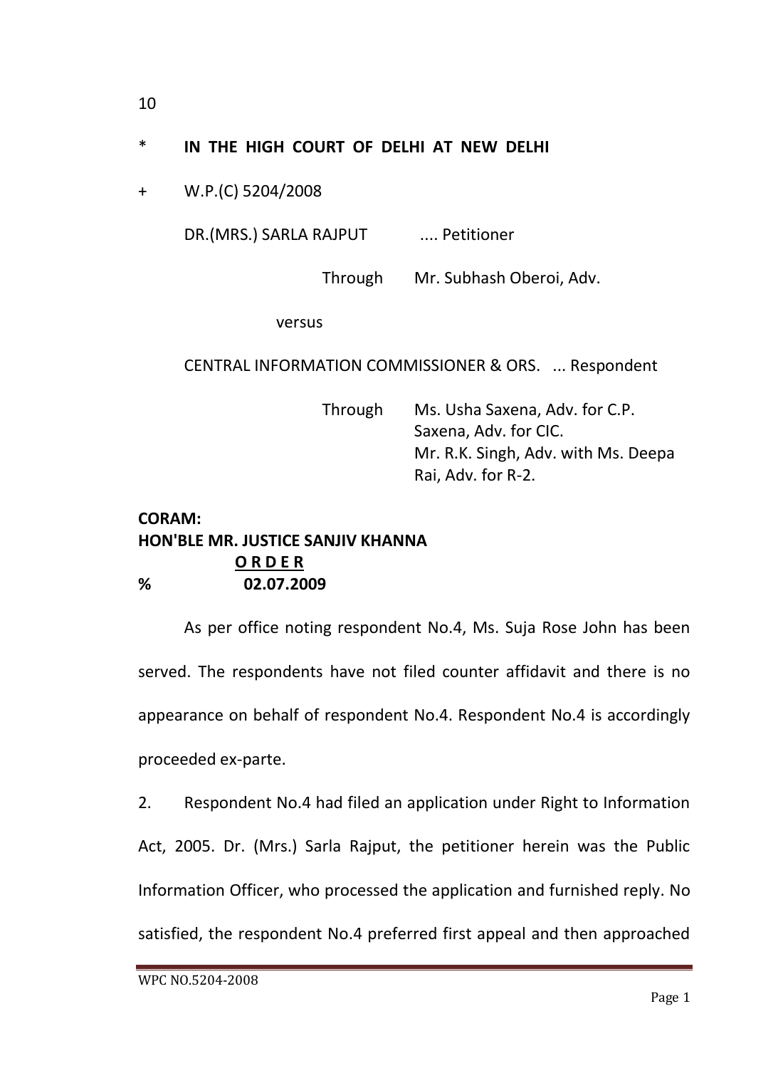10

\* **IN THE HIGH COURT OF DELHI AT NEW DELHI**

\+ W.P.(C) 5204/2008

DR.(MRS.) SARLA RAJPUT .... Petitioner

Through Mr. Subhash Oberoi, Adv.

versus

CENTRAL INFORMATION COMMISSIONER & ORS. ... Respondent

Through Ms. Usha Saxena, Adv. for C.P. Saxena, Adv. for CIC.
Mr. R.K. Singh, Adv. with Ms. Deepa Rai, Adv. for R-2.

**CORAM:**
**HON'BLE MR. JUSTICE SANJIV KHANNA**

**O R D E R**

**% 02.07.2009**

As per office noting respondent No.4, Ms. Suja Rose John has been served. The respondents have not filed counter affidavit and there is no appearance on behalf of respondent No.4. Respondent No.4 is accordingly proceeded ex-parte.

2. Respondent No.4 had filed an application under Right to Information Act, 2005. Dr. (Mrs.) Sarla Rajput, the petitioner herein was the Public Information Officer, who processed the application and furnished reply. No satisfied, the respondent No.4 preferred first appeal and then approached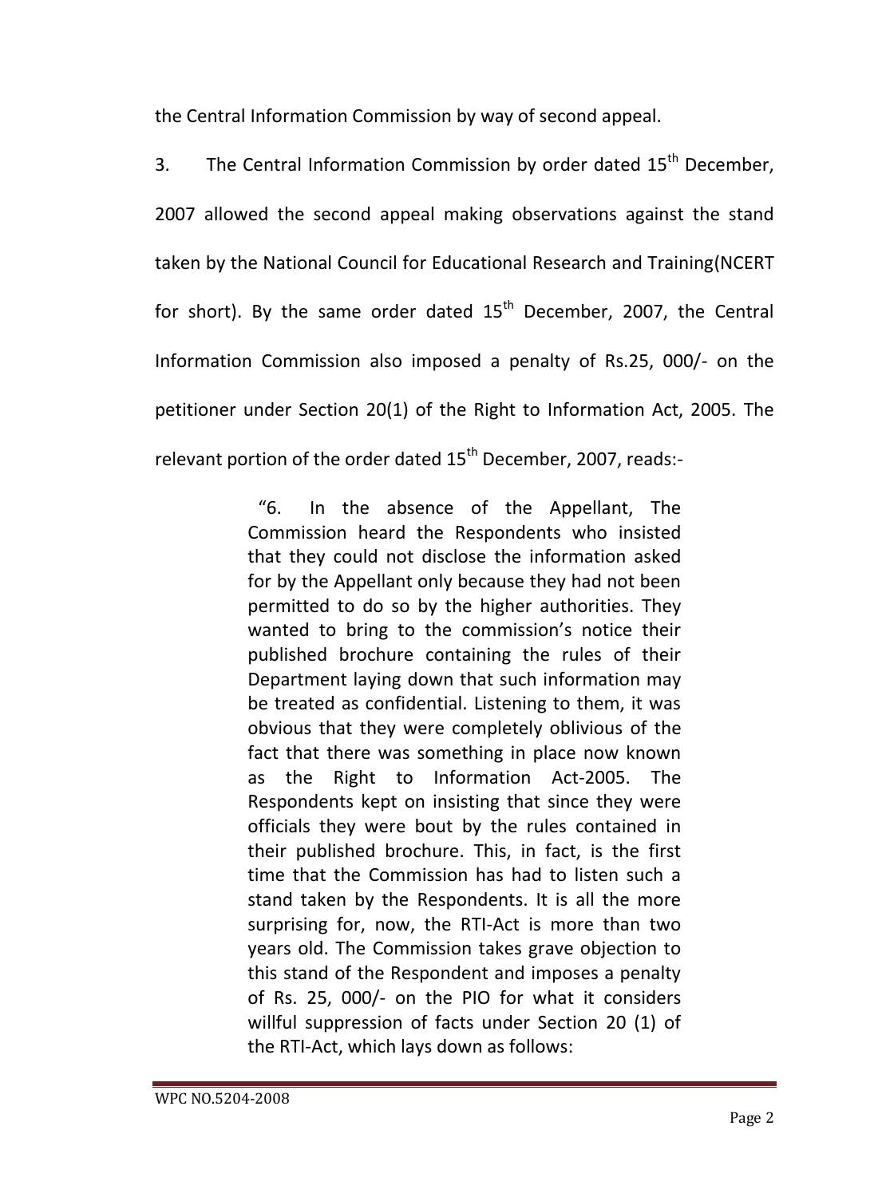the Central Information Commission by way of second appeal.

3. The Central Information Commission by order dated 15th December, 2007 allowed the second appeal making observations against the stand taken by the National Council for Educational Research and Training(NCERT for short). By the same order dated 15th December, 2007, the Central Information Commission also imposed a penalty of Rs.25, 000/- on the petitioner under Section 20(1) of the Right to Information Act, 2005. The relevant portion of the order dated 15th December, 2007, reads:-

> "6. In the absence of the Appellant, The Commission heard the Respondents who insisted that they could not disclose the information asked for by the Appellant only because they had not been permitted to do so by the higher authorities. They wanted to bring to the commission's notice their published brochure containing the rules of their Department laying down that such information may be treated as confidential. Listening to them, it was obvious that they were completely oblivious of the fact that there was something in place now known as the Right to Information Act-2005. The Respondents kept on insisting that since they were officials they were bout by the rules contained in their published brochure. This, in fact, is the first time that the Commission has had to listen such a stand taken by the Respondents. It is all the more surprising for, now, the RTI-Act is more than two years old. The Commission takes grave objection to this stand of the Respondent and imposes a penalty of Rs. 25, 000/- on the PIO for what it considers willful suppression of facts under Section 20 (1) of the RTI-Act, which lays down as follows: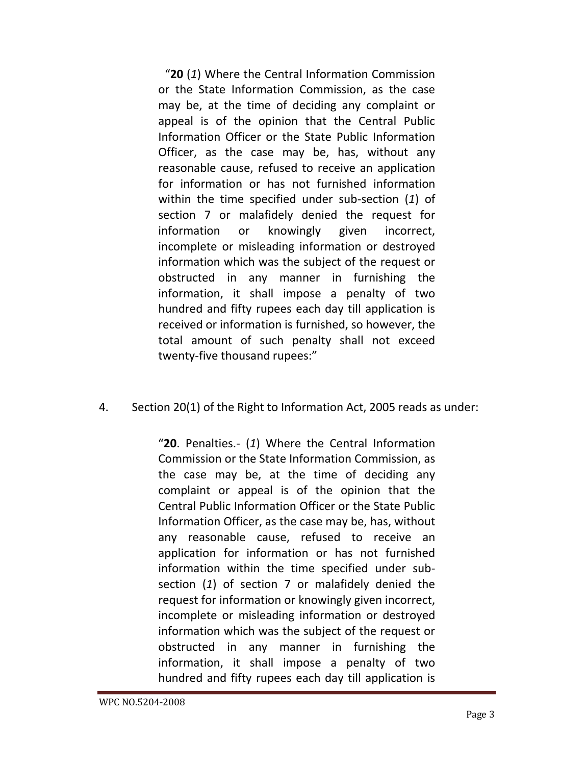> "**20** (*1*) Where the Central Information Commission or the State Information Commission, as the case may be, at the time of deciding any complaint or appeal is of the opinion that the Central Public Information Officer or the State Public Information Officer, as the case may be, has, without any reasonable cause, refused to receive an application for information or has not furnished information within the time specified under sub-section (*1*) of section 7 or malafidely denied the request for information or knowingly given incorrect, incomplete or misleading information or destroyed information which was the subject of the request or obstructed in any manner in furnishing the information, it shall impose a penalty of two hundred and fifty rupees each day till application is received or information is furnished, so however, the total amount of such penalty shall not exceed twenty-five thousand rupees:"

4. Section 20(1) of the Right to Information Act, 2005 reads as under:

> "**20**. Penalties.- (*1*) Where the Central Information Commission or the State Information Commission, as the case may be, at the time of deciding any complaint or appeal is of the opinion that the Central Public Information Officer or the State Public Information Officer, as the case may be, has, without any reasonable cause, refused to receive an application for information or has not furnished information within the time specified under sub-section (*1*) of section 7 or malafidely denied the request for information or knowingly given incorrect, incomplete or misleading information or destroyed information which was the subject of the request or obstructed in any manner in furnishing the information, it shall impose a penalty of two hundred and fifty rupees each day till application is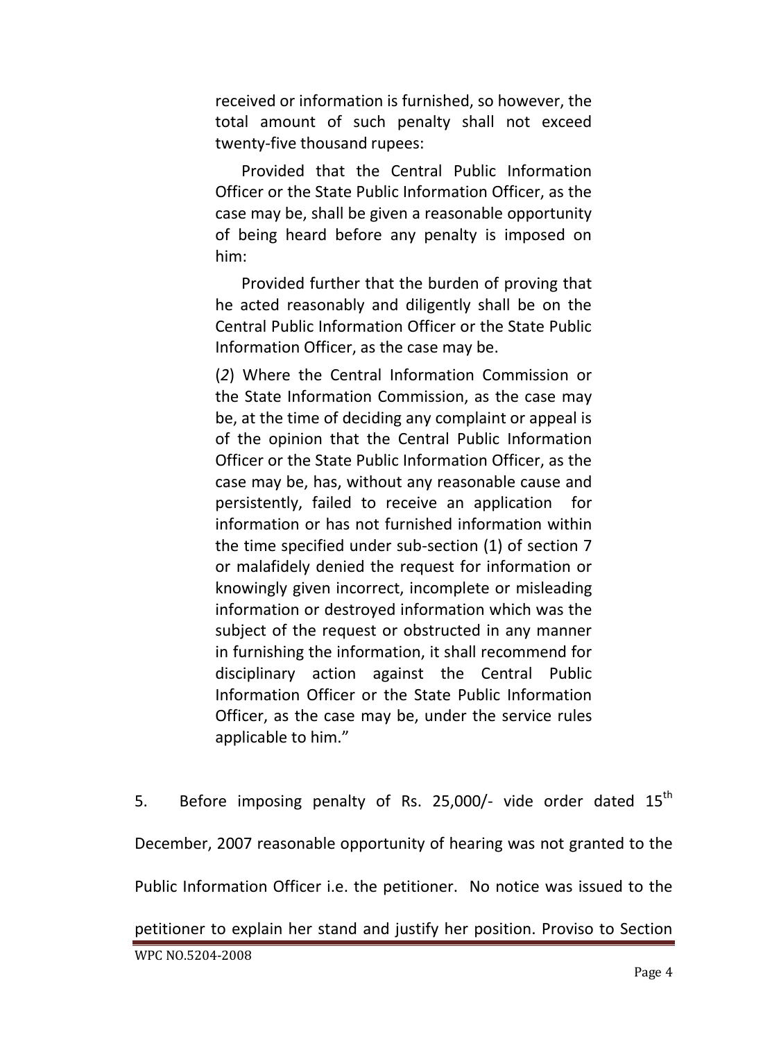> received or information is furnished, so however, the total amount of such penalty shall not exceed twenty-five thousand rupees:
>
> Provided that the Central Public Information Officer or the State Public Information Officer, as the case may be, shall be given a reasonable opportunity of being heard before any penalty is imposed on him:
>
> Provided further that the burden of proving that he acted reasonably and diligently shall be on the Central Public Information Officer or the State Public Information Officer, as the case may be.
>
> (*2*) Where the Central Information Commission or the State Information Commission, as the case may be, at the time of deciding any complaint or appeal is of the opinion that the Central Public Information Officer or the State Public Information Officer, as the case may be, has, without any reasonable cause and persistently, failed to receive an application for information or has not furnished information within the time specified under sub-section (1) of section 7 or malafidely denied the request for information or knowingly given incorrect, incomplete or misleading information or destroyed information which was the subject of the request or obstructed in any manner in furnishing the information, it shall recommend for disciplinary action against the Central Public Information Officer or the State Public Information Officer, as the case may be, under the service rules applicable to him."

5. Before imposing penalty of Rs. 25,000/- vide order dated 15th December, 2007 reasonable opportunity of hearing was not granted to the Public Information Officer i.e. the petitioner. No notice was issued to the petitioner to explain her stand and justify her position. Proviso to Section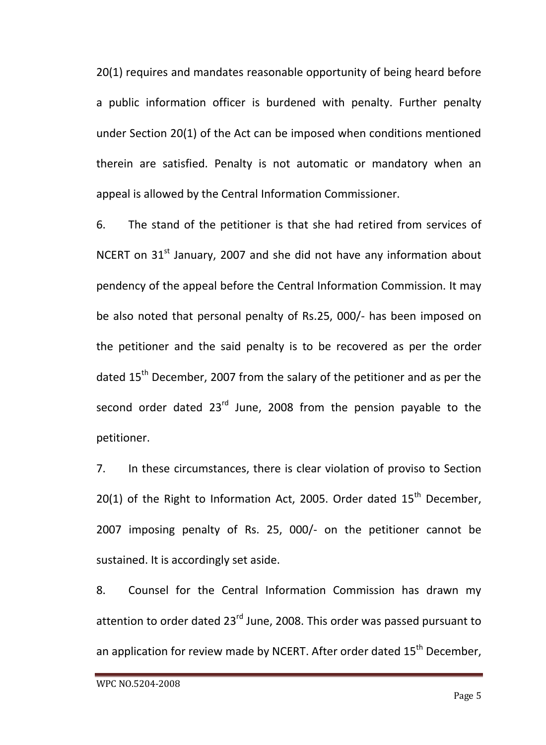20(1) requires and mandates reasonable opportunity of being heard before a public information officer is burdened with penalty. Further penalty under Section 20(1) of the Act can be imposed when conditions mentioned therein are satisfied. Penalty is not automatic or mandatory when an appeal is allowed by the Central Information Commissioner.

6. The stand of the petitioner is that she had retired from services of NCERT on 31st January, 2007 and she did not have any information about pendency of the appeal before the Central Information Commission. It may be also noted that personal penalty of Rs.25, 000/- has been imposed on the petitioner and the said penalty is to be recovered as per the order dated 15th December, 2007 from the salary of the petitioner and as per the second order dated 23rd June, 2008 from the pension payable to the petitioner.

7. In these circumstances, there is clear violation of proviso to Section 20(1) of the Right to Information Act, 2005. Order dated 15th December, 2007 imposing penalty of Rs. 25, 000/- on the petitioner cannot be sustained. It is accordingly set aside.

8. Counsel for the Central Information Commission has drawn my attention to order dated 23rd June, 2008. This order was passed pursuant to an application for review made by NCERT. After order dated 15th December,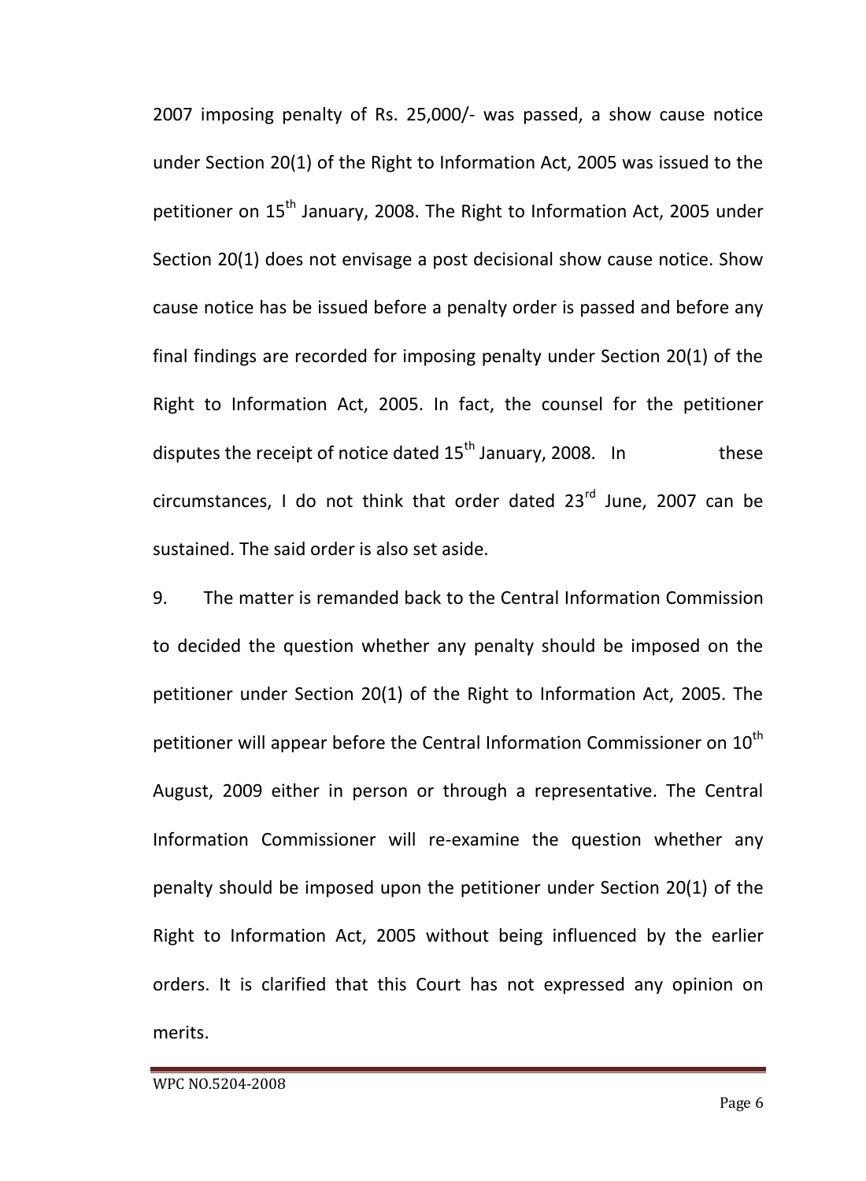2007 imposing penalty of Rs. 25,000/- was passed, a show cause notice under Section 20(1) of the Right to Information Act, 2005 was issued to the petitioner on 15th January, 2008. The Right to Information Act, 2005 under Section 20(1) does not envisage a post decisional show cause notice. Show cause notice has be issued before a penalty order is passed and before any final findings are recorded for imposing penalty under Section 20(1) of the Right to Information Act, 2005. In fact, the counsel for the petitioner disputes the receipt of notice dated 15th January, 2008. In these circumstances, I do not think that order dated 23rd June, 2007 can be sustained. The said order is also set aside.

9. The matter is remanded back to the Central Information Commission to decided the question whether any penalty should be imposed on the petitioner under Section 20(1) of the Right to Information Act, 2005. The petitioner will appear before the Central Information Commissioner on 10th August, 2009 either in person or through a representative. The Central Information Commissioner will re-examine the question whether any penalty should be imposed upon the petitioner under Section 20(1) of the Right to Information Act, 2005 without being influenced by the earlier orders. It is clarified that this Court has not expressed any opinion on merits.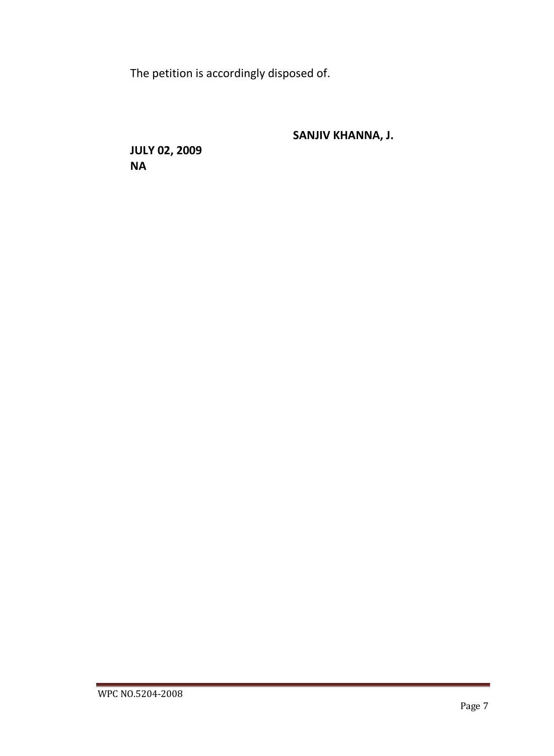The petition is accordingly disposed of.

**SANJIV KHANNA, J.**

**JULY 02, 2009**
**NA**